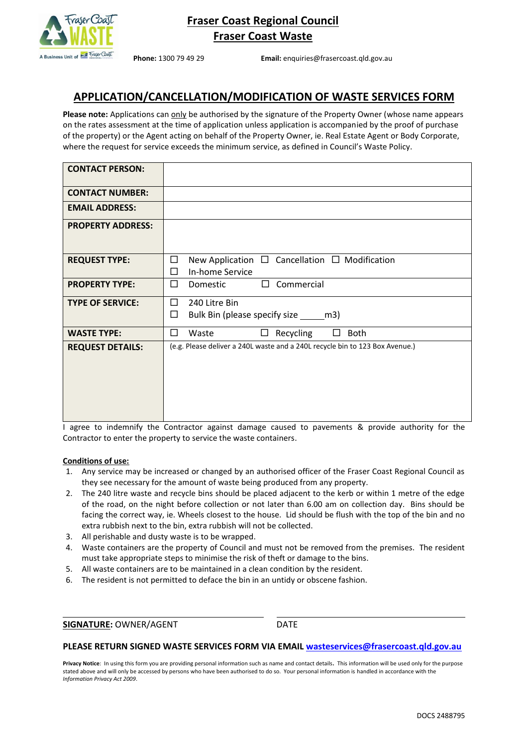# Fraser Coast Regional Council

## Fraser Coast Waste

**Phone:** 1300 79 49 29 **Email:** enquiries@frasercoast.qld.gov.au

## APPLICATION/CANCELLATION/MODIFICATION OF WASTE SERVICES FORM

**Please note:** Applications can only be authorised by the signature of the Property Owner (whose name appears on the rates assessment at the time of application unless application is accompanied by the proof of purchase of the property) or the Agent acting on behalf of the Property Owner, ie. Real Estate Agent or Body Corporate, where the request for service exceeds the minimum service, as defined in Council's Waste Policy.

| | |
|---|---|
| **CONTACT PERSON:** | |
| **CONTACT NUMBER:** | |
| **EMAIL ADDRESS:** | |
| **PROPERTY ADDRESS:** | |
| **REQUEST TYPE:** | ☐ New Application ☐ Cancellation ☐ Modification<br>☐ In-home Service |
| **PROPERTY TYPE:** | ☐ Domestic ☐ Commercial |
| **TYPE OF SERVICE:** | ☐ 240 Litre Bin<br>☐ Bulk Bin (please specify size _____m3) |
| **WASTE TYPE:** | ☐ Waste ☐ Recycling ☐ Both |
| **REQUEST DETAILS:** | (e.g. Please deliver a 240L waste and a 240L recycle bin to 123 Box Avenue.) |

I agree to indemnify the Contractor against damage caused to pavements & provide authority for the Contractor to enter the property to service the waste containers.

**Conditions of use:**

1. Any service may be increased or changed by an authorised officer of the Fraser Coast Regional Council as they see necessary for the amount of waste being produced from any property.
2. The 240 litre waste and recycle bins should be placed adjacent to the kerb or within 1 metre of the edge of the road, on the night before collection or not later than 6.00 am on collection day. Bins should be facing the correct way, ie. Wheels closest to the house. Lid should be flush with the top of the bin and no extra rubbish next to the bin, extra rubbish will not be collected.
3. All perishable and dusty waste is to be wrapped.
4. Waste containers are the property of Council and must not be removed from the premises. The resident must take appropriate steps to minimise the risk of theft or damage to the bins.
5. All waste containers are to be maintained in a clean condition by the resident.
6. The resident is not permitted to deface the bin in an untidy or obscene fashion.

**SIGNATURE:** OWNER/AGENT _______________________ DATE _______________________

**PLEASE RETURN SIGNED WASTE SERVICES FORM VIA EMAIL wasteservices@frasercoast.qld.gov.au**

**Privacy Notice**: In using this form you are providing personal information such as name and contact details. This information will be used only for the purpose stated above and will only be accessed by persons who have been authorised to do so. Your personal information is handled in accordance with the *Information Privacy Act 2009*.

DOCS 2488795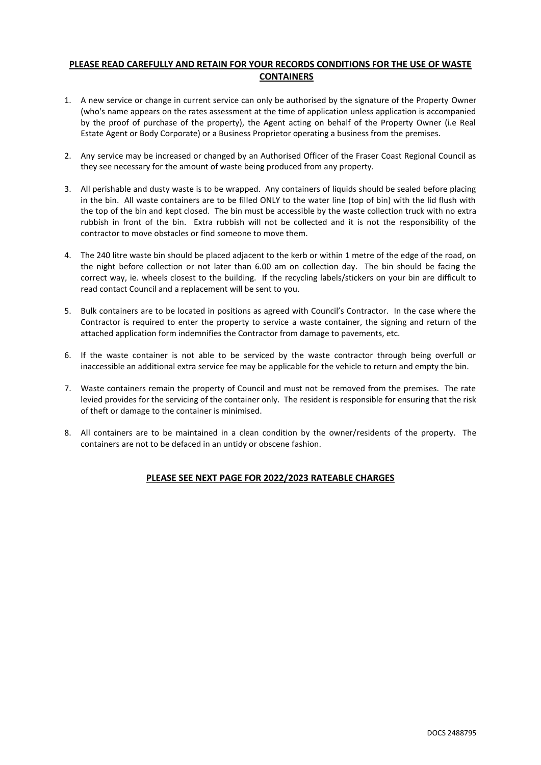## **PLEASE READ CAREFULLY AND RETAIN FOR YOUR RECORDS CONDITIONS FOR THE USE OF WASTE CONTAINERS**

1. A new service or change in current service can only be authorised by the signature of the Property Owner (who's name appears on the rates assessment at the time of application unless application is accompanied by the proof of purchase of the property), the Agent acting on behalf of the Property Owner (i.e Real Estate Agent or Body Corporate) or a Business Proprietor operating a business from the premises.

2. Any service may be increased or changed by an Authorised Officer of the Fraser Coast Regional Council as they see necessary for the amount of waste being produced from any property.

3. All perishable and dusty waste is to be wrapped. Any containers of liquids should be sealed before placing in the bin. All waste containers are to be filled ONLY to the water line (top of bin) with the lid flush with the top of the bin and kept closed. The bin must be accessible by the waste collection truck with no extra rubbish in front of the bin. Extra rubbish will not be collected and it is not the responsibility of the contractor to move obstacles or find someone to move them.

4. The 240 litre waste bin should be placed adjacent to the kerb or within 1 metre of the edge of the road, on the night before collection or not later than 6.00 am on collection day. The bin should be facing the correct way, ie. wheels closest to the building. If the recycling labels/stickers on your bin are difficult to read contact Council and a replacement will be sent to you.

5. Bulk containers are to be located in positions as agreed with Council's Contractor. In the case where the Contractor is required to enter the property to service a waste container, the signing and return of the attached application form indemnifies the Contractor from damage to pavements, etc.

6. If the waste container is not able to be serviced by the waste contractor through being overfull or inaccessible an additional extra service fee may be applicable for the vehicle to return and empty the bin.

7. Waste containers remain the property of Council and must not be removed from the premises. The rate levied provides for the servicing of the container only. The resident is responsible for ensuring that the risk of theft or damage to the container is minimised.

8. All containers are to be maintained in a clean condition by the owner/residents of the property. The containers are not to be defaced in an untidy or obscene fashion.

**PLEASE SEE NEXT PAGE FOR 2022/2023 RATEABLE CHARGES**

DOCS 2488795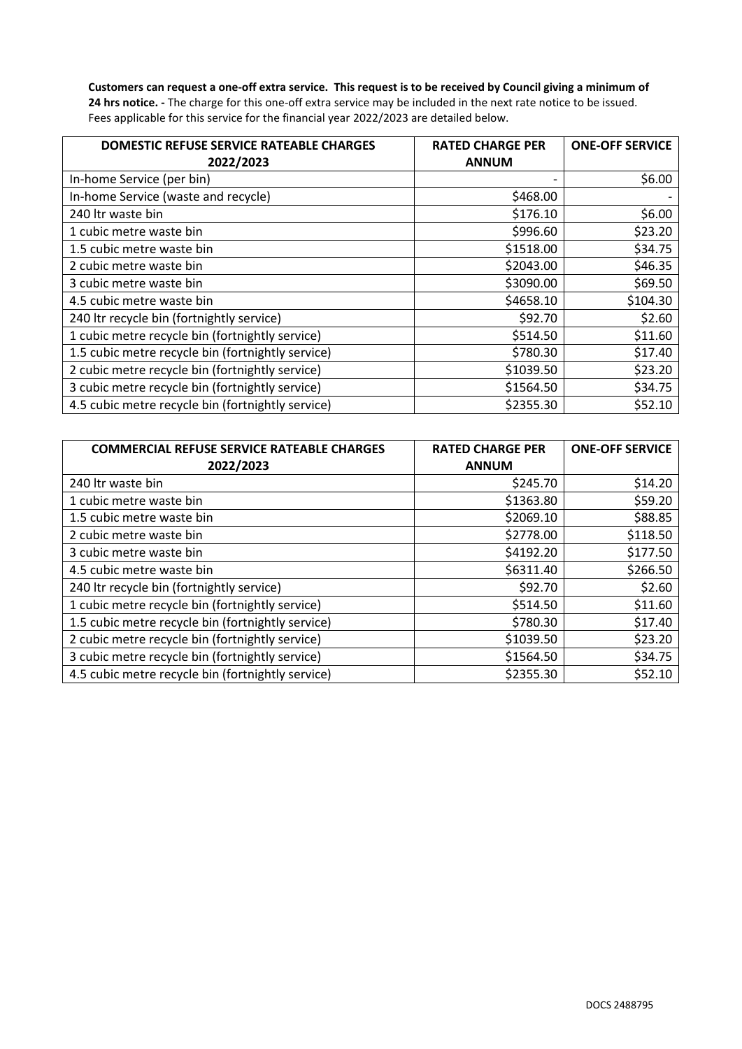**Customers can request a one-off extra service. This request is to be received by Council giving a minimum of 24 hrs notice. -** The charge for this one-off extra service may be included in the next rate notice to be issued. Fees applicable for this service for the financial year 2022/2023 are detailed below.

| DOMESTIC REFUSE SERVICE RATEABLE CHARGES 2022/2023 | RATED CHARGE PER ANNUM | ONE-OFF SERVICE |
|---|---|---|
| In-home Service (per bin) | - | $6.00 |
| In-home Service (waste and recycle) | $468.00 | - |
| 240 ltr waste bin | $176.10 | $6.00 |
| 1 cubic metre waste bin | $996.60 | $23.20 |
| 1.5 cubic metre waste bin | $1518.00 | $34.75 |
| 2 cubic metre waste bin | $2043.00 | $46.35 |
| 3 cubic metre waste bin | $3090.00 | $69.50 |
| 4.5 cubic metre waste bin | $4658.10 | $104.30 |
| 240 ltr recycle bin (fortnightly service) | $92.70 | $2.60 |
| 1 cubic metre recycle bin (fortnightly service) | $514.50 | $11.60 |
| 1.5 cubic metre recycle bin (fortnightly service) | $780.30 | $17.40 |
| 2 cubic metre recycle bin (fortnightly service) | $1039.50 | $23.20 |
| 3 cubic metre recycle bin (fortnightly service) | $1564.50 | $34.75 |
| 4.5 cubic metre recycle bin (fortnightly service) | $2355.30 | $52.10 |

| COMMERCIAL REFUSE SERVICE RATEABLE CHARGES 2022/2023 | RATED CHARGE PER ANNUM | ONE-OFF SERVICE |
|---|---|---|
| 240 ltr waste bin | $245.70 | $14.20 |
| 1 cubic metre waste bin | $1363.80 | $59.20 |
| 1.5 cubic metre waste bin | $2069.10 | $88.85 |
| 2 cubic metre waste bin | $2778.00 | $118.50 |
| 3 cubic metre waste bin | $4192.20 | $177.50 |
| 4.5 cubic metre waste bin | $6311.40 | $266.50 |
| 240 ltr recycle bin (fortnightly service) | $92.70 | $2.60 |
| 1 cubic metre recycle bin (fortnightly service) | $514.50 | $11.60 |
| 1.5 cubic metre recycle bin (fortnightly service) | $780.30 | $17.40 |
| 2 cubic metre recycle bin (fortnightly service) | $1039.50 | $23.20 |
| 3 cubic metre recycle bin (fortnightly service) | $1564.50 | $34.75 |
| 4.5 cubic metre recycle bin (fortnightly service) | $2355.30 | $52.10 |

DOCS 2488795